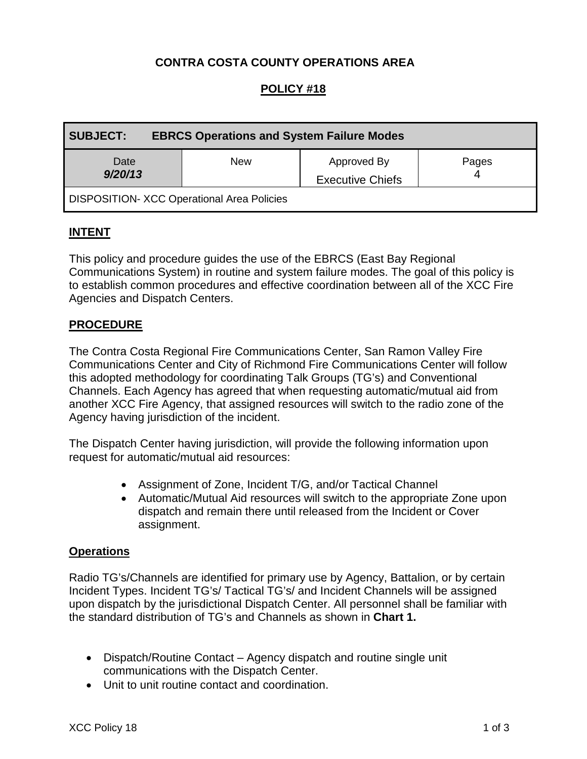**CONTRA COSTA COUNTY OPERATIONS AREA**

**POLICY #18**

| **SUBJECT: EBRCS Operations and System Failure Modes** | | | |
|---|---|---|---|
| Date ***9/20/13*** | New | Approved By Executive Chiefs | Pages 4 |
| DISPOSITION- XCC Operational Area Policies | | | |

## INTENT

This policy and procedure guides the use of the EBRCS (East Bay Regional Communications System) in routine and system failure modes. The goal of this policy is to establish common procedures and effective coordination between all of the XCC Fire Agencies and Dispatch Centers.

## PROCEDURE

The Contra Costa Regional Fire Communications Center, San Ramon Valley Fire Communications Center and City of Richmond Fire Communications Center will follow this adopted methodology for coordinating Talk Groups (TG's) and Conventional Channels. Each Agency has agreed that when requesting automatic/mutual aid from another XCC Fire Agency, that assigned resources will switch to the radio zone of the Agency having jurisdiction of the incident.

The Dispatch Center having jurisdiction, will provide the following information upon request for automatic/mutual aid resources:

- Assignment of Zone, Incident T/G, and/or Tactical Channel
- Automatic/Mutual Aid resources will switch to the appropriate Zone upon dispatch and remain there until released from the Incident or Cover assignment.

### Operations

Radio TG's/Channels are identified for primary use by Agency, Battalion, or by certain Incident Types. Incident TG's/ Tactical TG's/ and Incident Channels will be assigned upon dispatch by the jurisdictional Dispatch Center. All personnel shall be familiar with the standard distribution of TG's and Channels as shown in **Chart 1.**

- Dispatch/Routine Contact – Agency dispatch and routine single unit communications with the Dispatch Center.
- Unit to unit routine contact and coordination.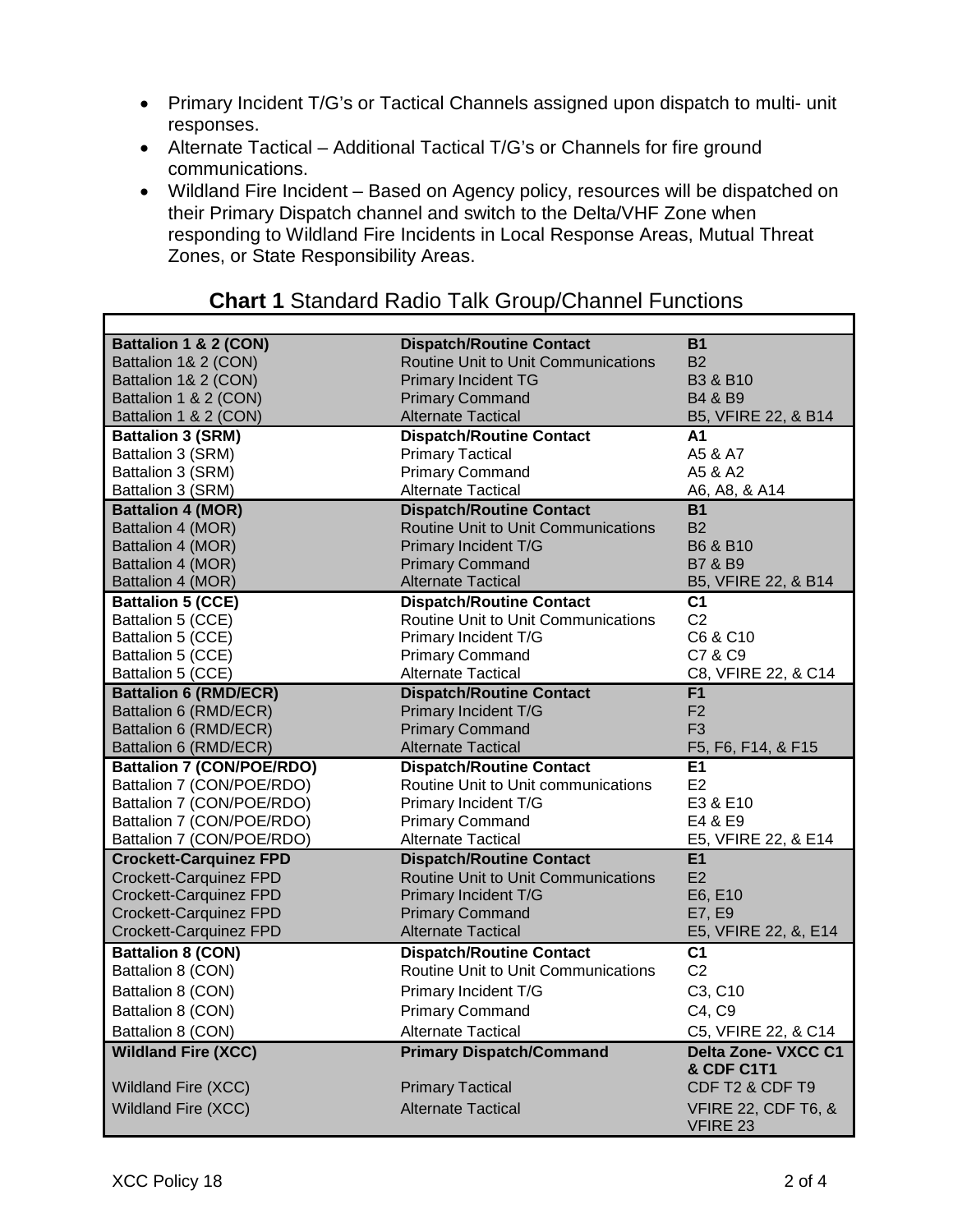- Primary Incident T/G's or Tactical Channels assigned upon dispatch to multi- unit responses.
- Alternate Tactical – Additional Tactical T/G's or Channels for fire ground communications.
- Wildland Fire Incident – Based on Agency policy, resources will be dispatched on their Primary Dispatch channel and switch to the Delta/VHF Zone when responding to Wildland Fire Incidents in Local Response Areas, Mutual Threat Zones, or State Responsibility Areas.

## **Chart 1** Standard Radio Talk Group/Channel Functions

| | | |
|---|---|---|
| **Battalion 1 & 2 (CON)** | **Dispatch/Routine Contact** | **B1** |
| Battalion 1& 2 (CON) | Routine Unit to Unit Communications | B2 |
| Battalion 1& 2 (CON) | Primary Incident TG | B3 & B10 |
| Battalion 1 & 2 (CON) | Primary Command | B4 & B9 |
| Battalion 1 & 2 (CON) | Alternate Tactical | B5, VFIRE 22, & B14 |
| **Battalion 3 (SRM)** | **Dispatch/Routine Contact** | **A1** |
| Battalion 3 (SRM) | Primary Tactical | A5 & A7 |
| Battalion 3 (SRM) | Primary Command | A5 & A2 |
| Battalion 3 (SRM) | Alternate Tactical | A6, A8, & A14 |
| **Battalion 4 (MOR)** | **Dispatch/Routine Contact** | **B1** |
| Battalion 4 (MOR) | Routine Unit to Unit Communications | B2 |
| Battalion 4 (MOR) | Primary Incident T/G | B6 & B10 |
| Battalion 4 (MOR) | Primary Command | B7 & B9 |
| Battalion 4 (MOR) | Alternate Tactical | B5, VFIRE 22, & B14 |
| **Battalion 5 (CCE)** | **Dispatch/Routine Contact** | **C1** |
| Battalion 5 (CCE) | Routine Unit to Unit Communications | C2 |
| Battalion 5 (CCE) | Primary Incident T/G | C6 & C10 |
| Battalion 5 (CCE) | Primary Command | C7 & C9 |
| Battalion 5 (CCE) | Alternate Tactical | C8, VFIRE 22, & C14 |
| **Battalion 6 (RMD/ECR)** | **Dispatch/Routine Contact** | **F1** |
| Battalion 6 (RMD/ECR) | Primary Incident T/G | F2 |
| Battalion 6 (RMD/ECR) | Primary Command | F3 |
| Battalion 6 (RMD/ECR) | Alternate Tactical | F5, F6, F14, & F15 |
| **Battalion 7 (CON/POE/RDO)** | **Dispatch/Routine Contact** | **E1** |
| Battalion 7 (CON/POE/RDO) | Routine Unit to Unit communications | E2 |
| Battalion 7 (CON/POE/RDO) | Primary Incident T/G | E3 & E10 |
| Battalion 7 (CON/POE/RDO) | Primary Command | E4 & E9 |
| Battalion 7 (CON/POE/RDO) | Alternate Tactical | E5, VFIRE 22, & E14 |
| **Crockett-Carquinez FPD** | **Dispatch/Routine Contact** | **E1** |
| Crockett-Carquinez FPD | Routine Unit to Unit Communications | E2 |
| Crockett-Carquinez FPD | Primary Incident T/G | E6, E10 |
| Crockett-Carquinez FPD | Primary Command | E7, E9 |
| Crockett-Carquinez FPD | Alternate Tactical | E5, VFIRE 22, &, E14 |
| **Battalion 8 (CON)** | **Dispatch/Routine Contact** | **C1** |
| Battalion 8 (CON) | Routine Unit to Unit Communications | C2 |
| Battalion 8 (CON) | Primary Incident T/G | C3, C10 |
| Battalion 8 (CON) | Primary Command | C4, C9 |
| Battalion 8 (CON) | Alternate Tactical | C5, VFIRE 22, & C14 |
| **Wildland Fire (XCC)** | **Primary Dispatch/Command** | **Delta Zone- VXCC C1 & CDF C1T1** |
| Wildland Fire (XCC) | Primary Tactical | CDF T2 & CDF T9 |
| Wildland Fire (XCC) | Alternate Tactical | VFIRE 22, CDF T6, & VFIRE 23 |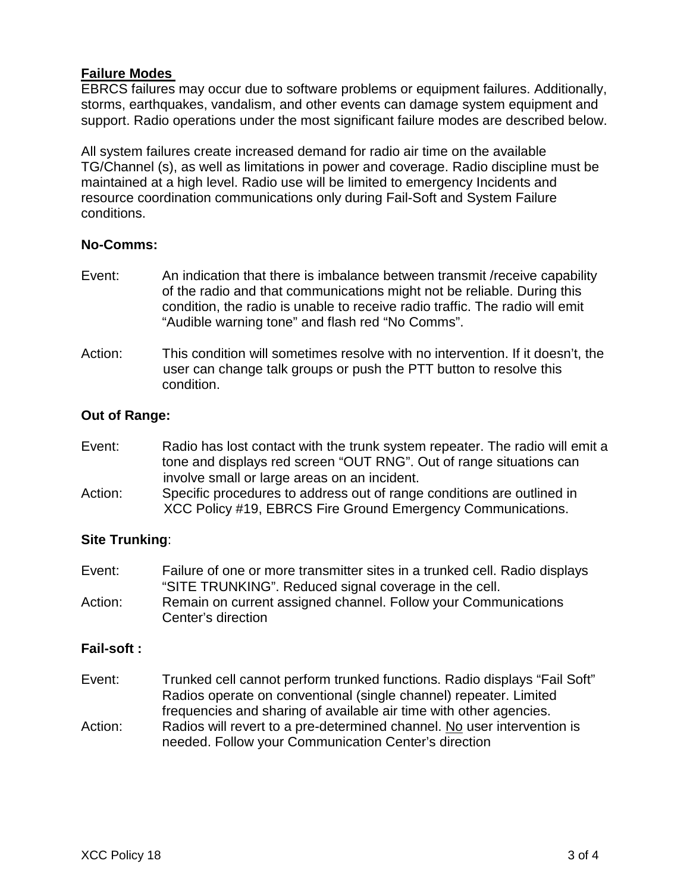**Failure Modes**

EBRCS failures may occur due to software problems or equipment failures. Additionally, storms, earthquakes, vandalism, and other events can damage system equipment and support. Radio operations under the most significant failure modes are described below.

All system failures create increased demand for radio air time on the available TG/Channel (s), as well as limitations in power and coverage. Radio discipline must be maintained at a high level. Radio use will be limited to emergency Incidents and resource coordination communications only during Fail-Soft and System Failure conditions.

**No-Comms:**

Event: An indication that there is imbalance between transmit /receive capability of the radio and that communications might not be reliable. During this condition, the radio is unable to receive radio traffic. The radio will emit "Audible warning tone" and flash red "No Comms".

Action: This condition will sometimes resolve with no intervention. If it doesn't, the user can change talk groups or push the PTT button to resolve this condition.

**Out of Range:**

Event: Radio has lost contact with the trunk system repeater. The radio will emit a tone and displays red screen "OUT RNG". Out of range situations can involve small or large areas on an incident.

Action: Specific procedures to address out of range conditions are outlined in XCC Policy #19, EBRCS Fire Ground Emergency Communications.

**Site Trunking**:

Event: Failure of one or more transmitter sites in a trunked cell. Radio displays "SITE TRUNKING". Reduced signal coverage in the cell.

Action: Remain on current assigned channel. Follow your Communications Center's direction

**Fail-soft :**

Event: Trunked cell cannot perform trunked functions. Radio displays "Fail Soft" Radios operate on conventional (single channel) repeater. Limited frequencies and sharing of available air time with other agencies.

Action: Radios will revert to a pre-determined channel. <u>No</u> user intervention is needed. Follow your Communication Center's direction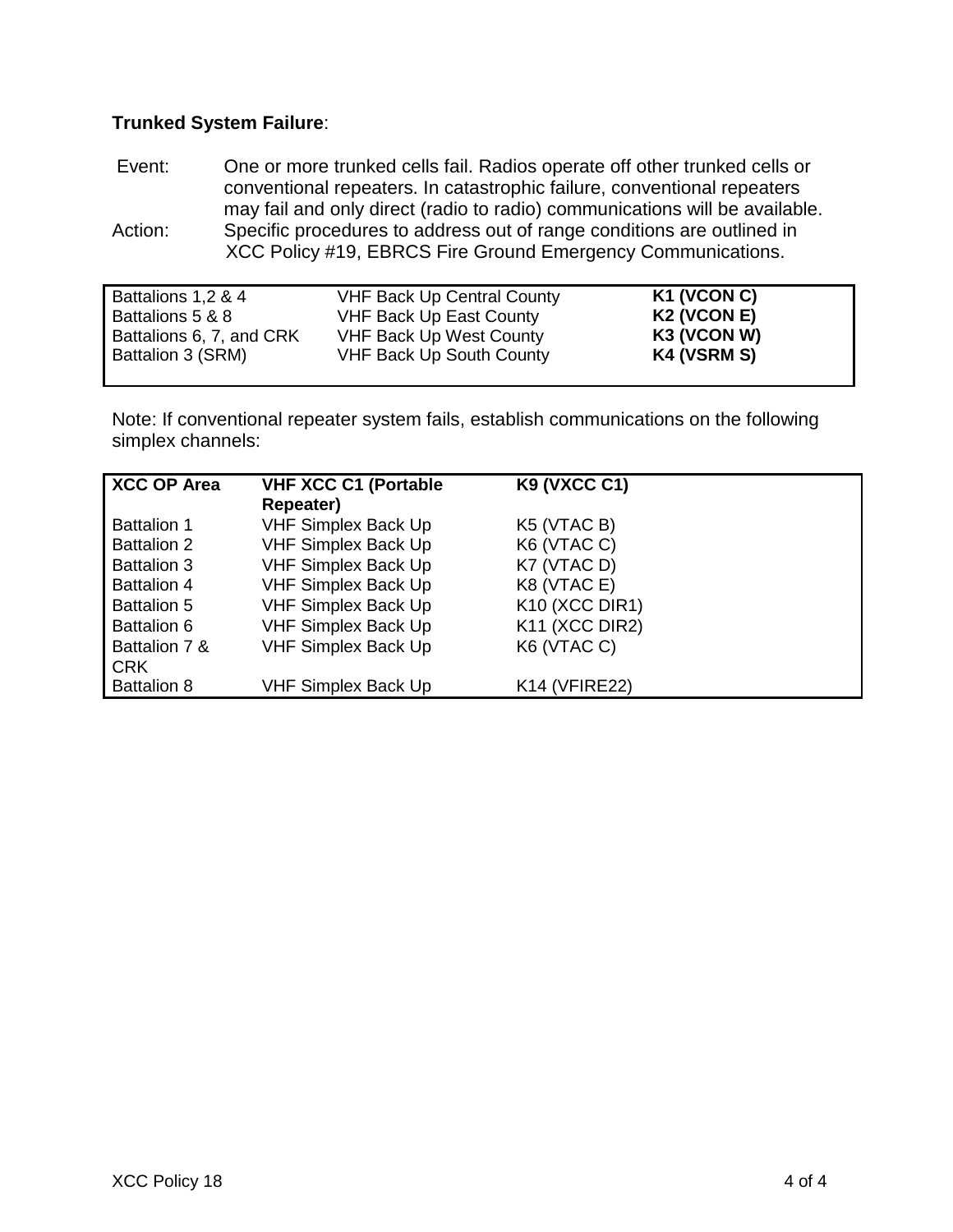**Trunked System Failure**:

Event: One or more trunked cells fail. Radios operate off other trunked cells or conventional repeaters. In catastrophic failure, conventional repeaters may fail and only direct (radio to radio) communications will be available.

Action: Specific procedures to address out of range conditions are outlined in XCC Policy #19, EBRCS Fire Ground Emergency Communications.

| | | |
|---|---|---|
| Battalions 1,2 & 4 | VHF Back Up Central County | **K1 (VCON C)** |
| Battalions 5 & 8 | VHF Back Up East County | **K2 (VCON E)** |
| Battalions 6, 7, and CRK | VHF Back Up West County | **K3 (VCON W)** |
| Battalion 3 (SRM) | VHF Back Up South County | **K4 (VSRM S)** |

Note: If conventional repeater system fails, establish communications on the following simplex channels:

| **XCC OP Area** | **VHF XCC C1 (Portable Repeater)** | **K9 (VXCC C1)** |
|---|---|---|
| Battalion 1 | VHF Simplex Back Up | K5 (VTAC B) |
| Battalion 2 | VHF Simplex Back Up | K6 (VTAC C) |
| Battalion 3 | VHF Simplex Back Up | K7 (VTAC D) |
| Battalion 4 | VHF Simplex Back Up | K8 (VTAC E) |
| Battalion 5 | VHF Simplex Back Up | K10 (XCC DIR1) |
| Battalion 6 | VHF Simplex Back Up | K11 (XCC DIR2) |
| Battalion 7 & CRK | VHF Simplex Back Up | K6 (VTAC C) |
| Battalion 8 | VHF Simplex Back Up | K14 (VFIRE22) |